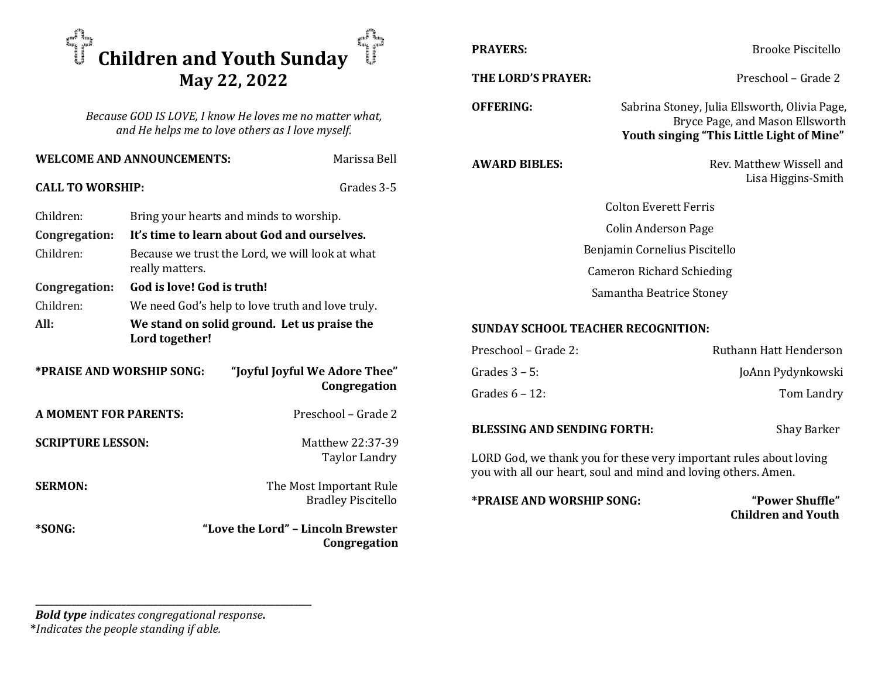# ✝ Children and Youth Sunday ✝

## May 22, 2022

*Because GOD IS LOVE, I know He loves me no matter what, and He helps me to love others as I love myself.*

**WELCOME AND ANNOUNCEMENTS:** Marissa Bell

**CALL TO WORSHIP:** Grades 3-5

| | |
|---|---|
| Children: | Bring your hearts and minds to worship. |
| **Congregation:** | **It's time to learn about God and ourselves.** |
| Children: | Because we trust the Lord, we will look at what really matters. |
| **Congregation:** | **God is love! God is truth!** |
| Children: | We need God's help to love truth and love truly. |
| **All:** | **We stand on solid ground. Let us praise the Lord together!** |

**\*PRAISE AND WORSHIP SONG:** **"Joyful Joyful We Adore Thee"**
**Congregation**

**A MOMENT FOR PARENTS:** Preschool – Grade 2

**SCRIPTURE LESSON:** Matthew 22:37-39
Taylor Landry

**SERMON:** The Most Important Rule
Bradley Piscitello

**\*SONG:** **"Love the Lord" – Lincoln Brewster**
**Congregation**

---

***Bold type*** *indicates congregational response***.**
**\****Indicates the people standing if able.*

**PRAYERS:** Brooke Piscitello

**THE LORD'S PRAYER:** Preschool – Grade 2

**OFFERING:** Sabrina Stoney, Julia Ellsworth, Olivia Page, Bryce Page, and Mason Ellsworth
**Youth singing "This Little Light of Mine"**

**AWARD BIBLES:** Rev. Matthew Wissell and Lisa Higgins-Smith

Colton Everett Ferris

Colin Anderson Page

Benjamin Cornelius Piscitello

Cameron Richard Schieding

Samantha Beatrice Stoney

**SUNDAY SCHOOL TEACHER RECOGNITION:**

| | |
|---|---|
| Preschool – Grade 2: | Ruthann Hatt Henderson |
| Grades 3 – 5: | JoAnn Pydynkowski |
| Grades 6 – 12: | Tom Landry |

**BLESSING AND SENDING FORTH:** Shay Barker

LORD God, we thank you for these very important rules about loving you with all our heart, soul and mind and loving others. Amen.

**\*PRAISE AND WORSHIP SONG:** **"Power Shuffle"**
**Children and Youth**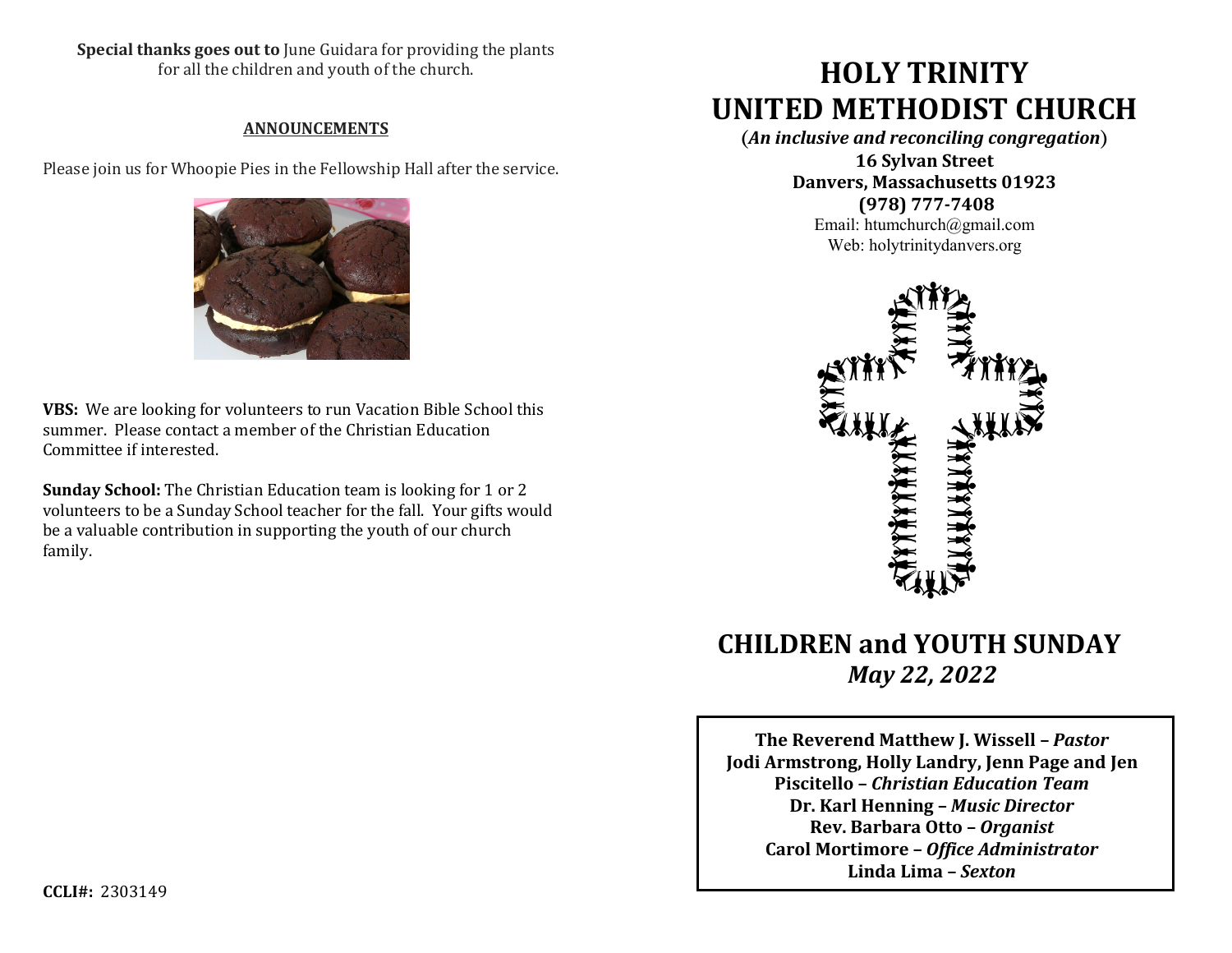**Special thanks goes out to** June Guidara for providing the plants for all the children and youth of the church.

## ANNOUNCEMENTS

Please join us for Whoopie Pies in the Fellowship Hall after the service.

**VBS:** We are looking for volunteers to run Vacation Bible School this summer. Please contact a member of the Christian Education Committee if interested.

**Sunday School:** The Christian Education team is looking for 1 or 2 volunteers to be a Sunday School teacher for the fall. Your gifts would be a valuable contribution in supporting the youth of our church family.

**CCLI#:** 2303149

# HOLY TRINITY UNITED METHODIST CHURCH

(***An inclusive and reconciling congregation***)

**16 Sylvan Street**
**Danvers, Massachusetts 01923**
**(978) 777-7408**
Email: htumchurch@gmail.com
Web: holytrinitydanvers.org

# CHILDREN and YOUTH SUNDAY

***May 22, 2022***

**The Reverend Matthew J. Wissell –** ***Pastor***
**Jodi Armstrong, Holly Landry, Jenn Page and Jen Piscitello –** ***Christian Education Team***
**Dr. Karl Henning –** ***Music Director***
**Rev. Barbara Otto –** ***Organist***
**Carol Mortimore –** ***Office Administrator***
**Linda Lima –** ***Sexton***